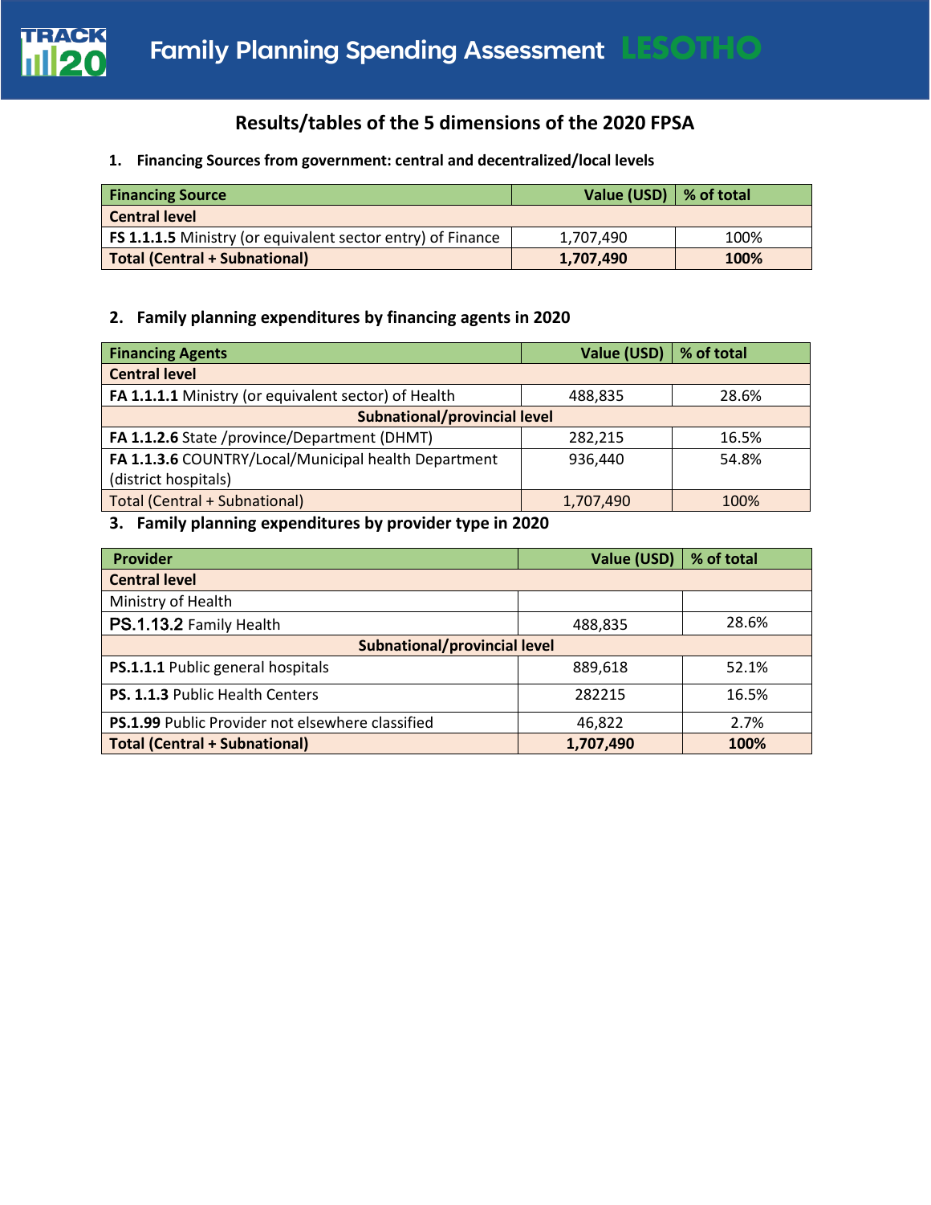# Family Planning Spending Assessment LESOTHO

## Results/tables of the 5 dimensions of the 2020 FPSA

### 1. Financing Sources from government: central and decentralized/local levels

| Financing Source | Value (USD) | % of total |
|---|---|---|
| **Central level** | | |
| **FS 1.1.1.5** Ministry (or equivalent sector entry) of Finance | 1,707,490 | 100% |
| **Total (Central + Subnational)** | **1,707,490** | **100%** |

### 2. Family planning expenditures by financing agents in 2020

| Financing Agents | Value (USD) | % of total |
|---|---|---|
| **Central level** | | |
| **FA 1.1.1.1** Ministry (or equivalent sector) of Health | 488,835 | 28.6% |
| **Subnational/provincial level** | | |
| **FA 1.1.2.6** State /province/Department (DHMT) | 282,215 | 16.5% |
| **FA 1.1.3.6** COUNTRY/Local/Municipal health Department (district hospitals) | 936,440 | 54.8% |
| Total (Central + Subnational) | 1,707,490 | 100% |

### 3. Family planning expenditures by provider type in 2020

| Provider | Value (USD) | % of total |
|---|---|---|
| **Central level** | | |
| Ministry of Health | | |
| **PS.1.13.2** Family Health | 488,835 | 28.6% |
| **Subnational/provincial level** | | |
| **PS.1.1.1** Public general hospitals | 889,618 | 52.1% |
| **PS. 1.1.3** Public Health Centers | 282215 | 16.5% |
| **PS.1.99** Public Provider not elsewhere classified | 46,822 | 2.7% |
| **Total (Central + Subnational)** | **1,707,490** | **100%** |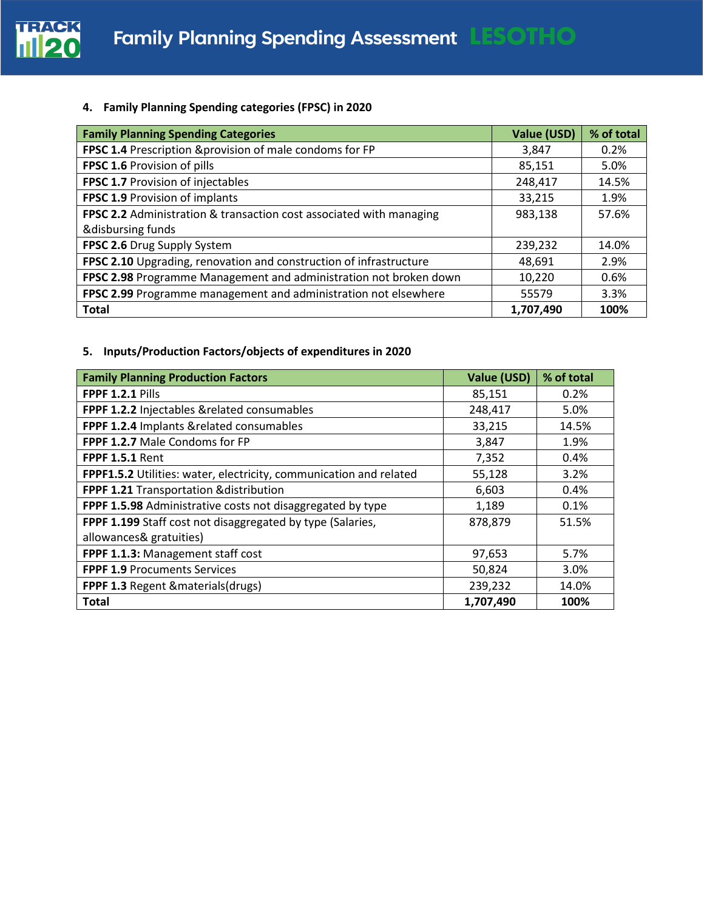4. **Family Planning Spending categories (FPSC) in 2020**

| Family Planning Spending Categories | Value (USD) | % of total |
|---|---|---|
| **FPSC 1.4** Prescription &provision of male condoms for FP | 3,847 | 0.2% |
| **FPSC 1.6** Provision of pills | 85,151 | 5.0% |
| **FPSC 1.7** Provision of injectables | 248,417 | 14.5% |
| **FPSC 1.9** Provision of implants | 33,215 | 1.9% |
| **FPSC 2.2** Administration & transaction cost associated with managing &disbursing funds | 983,138 | 57.6% |
| **FPSC 2.6** Drug Supply System | 239,232 | 14.0% |
| **FPSC 2.10** Upgrading, renovation and construction of infrastructure | 48,691 | 2.9% |
| **FPSC 2.98** Programme Management and administration not broken down | 10,220 | 0.6% |
| **FPSC 2.99** Programme management and administration not elsewhere | 55579 | 3.3% |
| **Total** | **1,707,490** | **100%** |

5. **Inputs/Production Factors/objects of expenditures in 2020**

| Family Planning Production Factors | Value (USD) | % of total |
|---|---|---|
| **FPPF 1.2.1** Pills | 85,151 | 0.2% |
| **FPPF 1.2.2** Injectables &related consumables | 248,417 | 5.0% |
| **FPPF 1.2.4** Implants &related consumables | 33,215 | 14.5% |
| **FPPF 1.2.7** Male Condoms for FP | 3,847 | 1.9% |
| **FPPF 1.5.1** Rent | 7,352 | 0.4% |
| **FPPF1.5.2** Utilities: water, electricity, communication and related | 55,128 | 3.2% |
| **FPPF 1.21** Transportation &distribution | 6,603 | 0.4% |
| **FPPF 1.5.98** Administrative costs not disaggregated by type | 1,189 | 0.1% |
| **FPPF 1.199** Staff cost not disaggregated by type (Salaries, allowances& gratuities) | 878,879 | 51.5% |
| **FPPF 1.1.3:** Management staff cost | 97,653 | 5.7% |
| **FPPF 1.9** Procuments Services | 50,824 | 3.0% |
| **FPPF 1.3** Regent &materials(drugs) | 239,232 | 14.0% |
| **Total** | **1,707,490** | **100%** |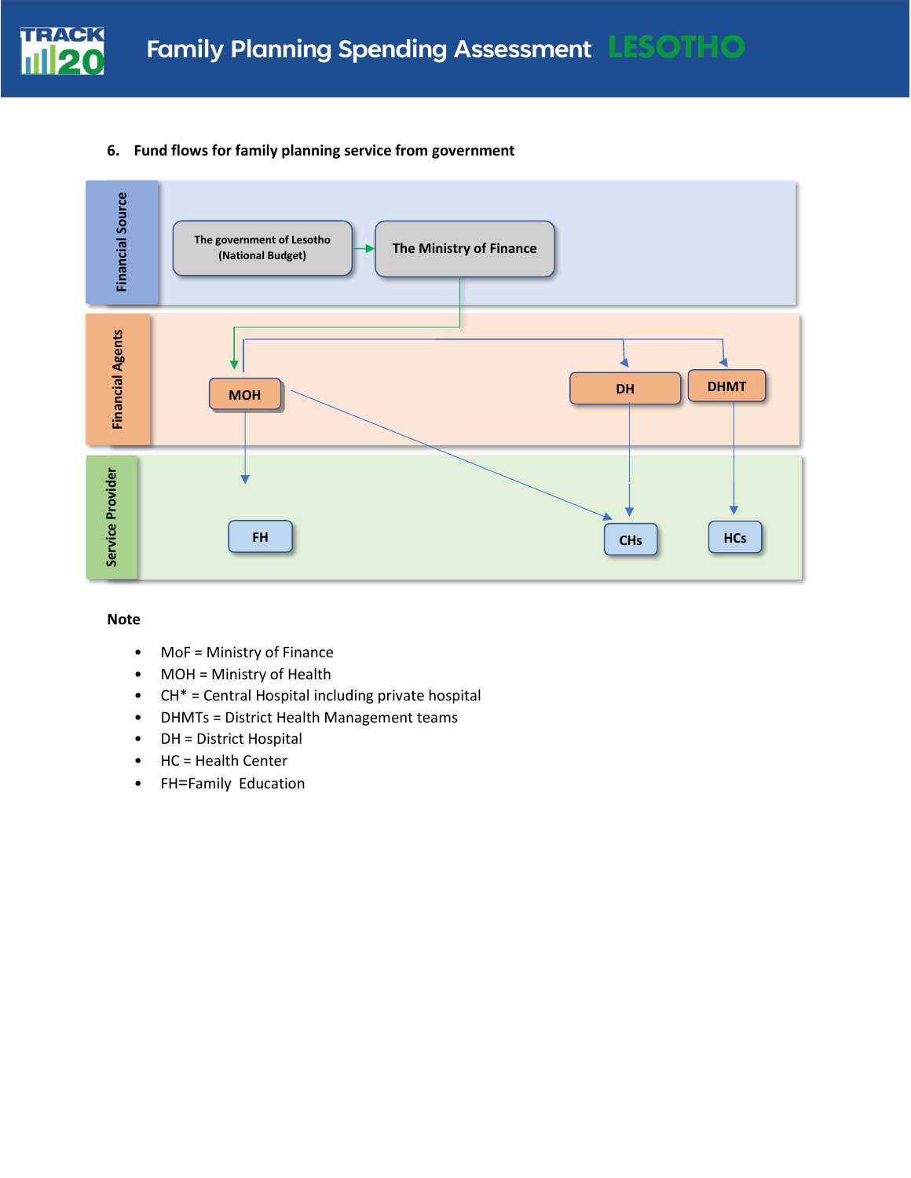6. **Fund flows for family planning service from government**

Financial Source

The government of Lesotho (National Budget)

The Ministry of Finance

Financial Agents

MOH

DH

DHMT

Service Provider

FH

CHs

HCs

**Note**

- MoF = Ministry of Finance
- MOH = Ministry of Health
- CH* = Central Hospital including private hospital
- DHMTs = District Health Management teams
- DH = District Hospital
- HC = Health Center
- FH=Family Education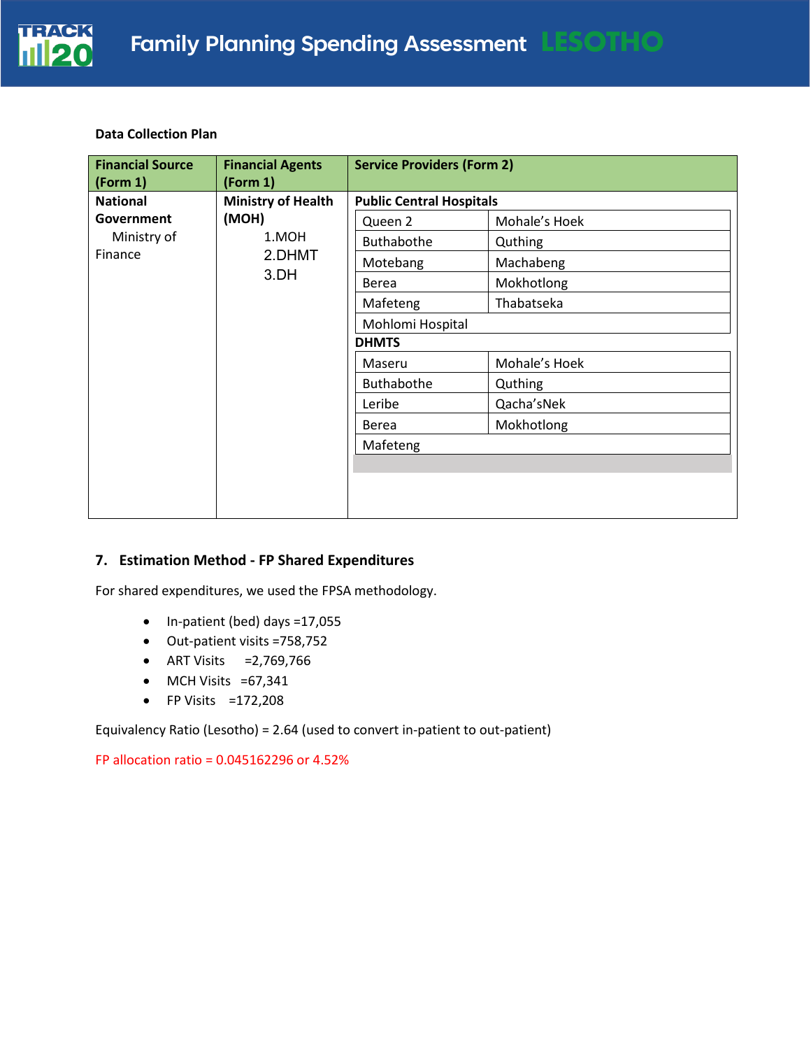**Data Collection Plan**

| Financial Source (Form 1) | Financial Agents (Form 1) | Service Providers (Form 2) | |
|---|---|---|---|
| **National Government** Ministry of Finance | **Ministry of Health (MOH)** 1.MOH 2.DHMT 3.DH | **Public Central Hospitals** | |
| | | Queen 2 | Mohale's Hoek |
| | | Buthabothe | Quthing |
| | | Motebang | Machabeng |
| | | Berea | Mokhotlong |
| | | Mafeteng | Thabatseka |
| | | Mohlomi Hospital | |
| | | **DHMTS** | |
| | | Maseru | Mohale's Hoek |
| | | Buthabothe | Quthing |
| | | Leribe | Qacha'sNek |
| | | Berea | Mokhotlong |
| | | Mafeteng | |

## 7. Estimation Method - FP Shared Expenditures

For shared expenditures, we used the FPSA methodology.

- In-patient (bed) days =17,055
- Out-patient visits =758,752
- ART Visits =2,769,766
- MCH Visits =67,341
- FP Visits =172,208

Equivalency Ratio (Lesotho) = 2.64 (used to convert in-patient to out-patient)

FP allocation ratio = 0.045162296 or 4.52%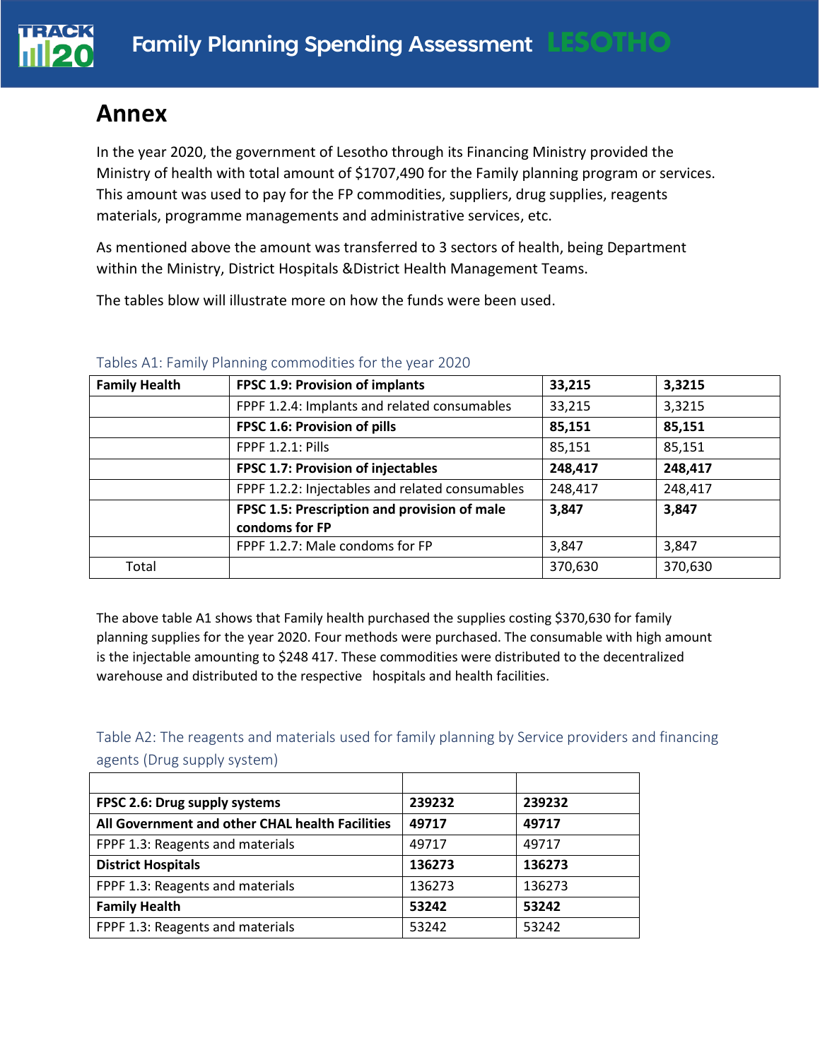# Annex

In the year 2020, the government of Lesotho through its Financing Ministry provided the Ministry of health with total amount of $1707,490 for the Family planning program or services. This amount was used to pay for the FP commodities, suppliers, drug supplies, reagents materials, programme managements and administrative services, etc.

As mentioned above the amount was transferred to 3 sectors of health, being Department within the Ministry, District Hospitals &District Health Management Teams.

The tables blow will illustrate more on how the funds were been used.

Tables A1: Family Planning commodities for the year 2020

| **Family Health** | **FPSC 1.9: Provision of implants** | **33,215** | **3,3215** |
|---|---|---|---|
| | FPPF 1.2.4: Implants and related consumables | 33,215 | 3,3215 |
| | **FPSC 1.6: Provision of pills** | **85,151** | **85,151** |
| | FPPF 1.2.1: Pills | 85,151 | 85,151 |
| | **FPSC 1.7: Provision of injectables** | **248,417** | **248,417** |
| | FPPF 1.2.2: Injectables and related consumables | 248,417 | 248,417 |
| | **FPSC 1.5: Prescription and provision of male condoms for FP** | **3,847** | **3,847** |
| | FPPF 1.2.7: Male condoms for FP | 3,847 | 3,847 |
| Total | | 370,630 | 370,630 |

The above table A1 shows that Family health purchased the supplies costing $370,630 for family planning supplies for the year 2020. Four methods were purchased. The consumable with high amount is the injectable amounting to $248 417. These commodities were distributed to the decentralized warehouse and distributed to the respective hospitals and health facilities.

Table A2: The reagents and materials used for family planning by Service providers and financing agents (Drug supply system)

| | | |
|---|---|---|
| **FPSC 2.6: Drug supply systems** | **239232** | **239232** |
| **All Government and other CHAL health Facilities** | **49717** | **49717** |
| FPPF 1.3: Reagents and materials | 49717 | 49717 |
| **District Hospitals** | **136273** | **136273** |
| FPPF 1.3: Reagents and materials | 136273 | 136273 |
| **Family Health** | **53242** | **53242** |
| FPPF 1.3: Reagents and materials | 53242 | 53242 |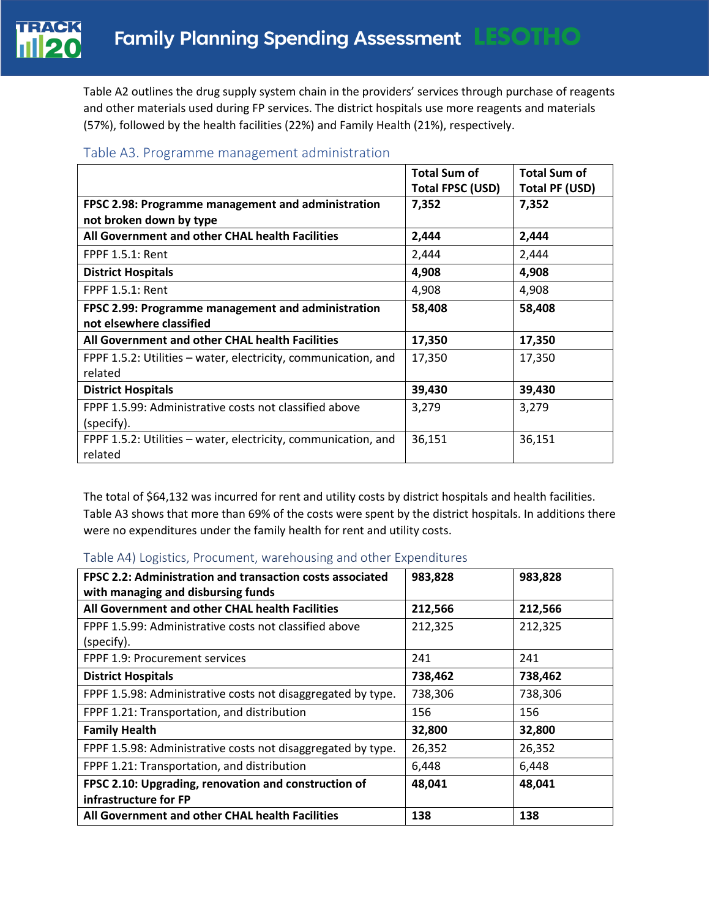Table A2 outlines the drug supply system chain in the providers' services through purchase of reagents and other materials used during FP services. The district hospitals use more reagents and materials (57%), followed by the health facilities (22%) and Family Health (21%), respectively.

### Table A3. Programme management administration

| | Total Sum of Total FPSC (USD) | Total Sum of Total PF (USD) |
|---|---|---|
| **FPSC 2.98: Programme management and administration not broken down by type** | **7,352** | **7,352** |
| **All Government and other CHAL health Facilities** | **2,444** | **2,444** |
| FPPF 1.5.1: Rent | 2,444 | 2,444 |
| **District Hospitals** | **4,908** | **4,908** |
| FPPF 1.5.1: Rent | 4,908 | 4,908 |
| **FPSC 2.99: Programme management and administration not elsewhere classified** | **58,408** | **58,408** |
| **All Government and other CHAL health Facilities** | **17,350** | **17,350** |
| FPPF 1.5.2: Utilities – water, electricity, communication, and related | 17,350 | 17,350 |
| **District Hospitals** | **39,430** | **39,430** |
| FPPF 1.5.99: Administrative costs not classified above (specify). | 3,279 | 3,279 |
| FPPF 1.5.2: Utilities – water, electricity, communication, and related | 36,151 | 36,151 |

The total of $64,132 was incurred for rent and utility costs by district hospitals and health facilities. Table A3 shows that more than 69% of the costs were spent by the district hospitals. In additions there were no expenditures under the family health for rent and utility costs.

### Table A4) Logistics, Procument, warehousing and other Expenditures

| | | |
|---|---|---|
| **FPSC 2.2: Administration and transaction costs associated with managing and disbursing funds** | **983,828** | **983,828** |
| **All Government and other CHAL health Facilities** | **212,566** | **212,566** |
| FPPF 1.5.99: Administrative costs not classified above (specify). | 212,325 | 212,325 |
| FPPF 1.9: Procurement services | 241 | 241 |
| **District Hospitals** | **738,462** | **738,462** |
| FPPF 1.5.98: Administrative costs not disaggregated by type. | 738,306 | 738,306 |
| FPPF 1.21: Transportation, and distribution | 156 | 156 |
| **Family Health** | **32,800** | **32,800** |
| FPPF 1.5.98: Administrative costs not disaggregated by type. | 26,352 | 26,352 |
| FPPF 1.21: Transportation, and distribution | 6,448 | 6,448 |
| **FPSC 2.10: Upgrading, renovation and construction of infrastructure for FP** | **48,041** | **48,041** |
| **All Government and other CHAL health Facilities** | **138** | **138** |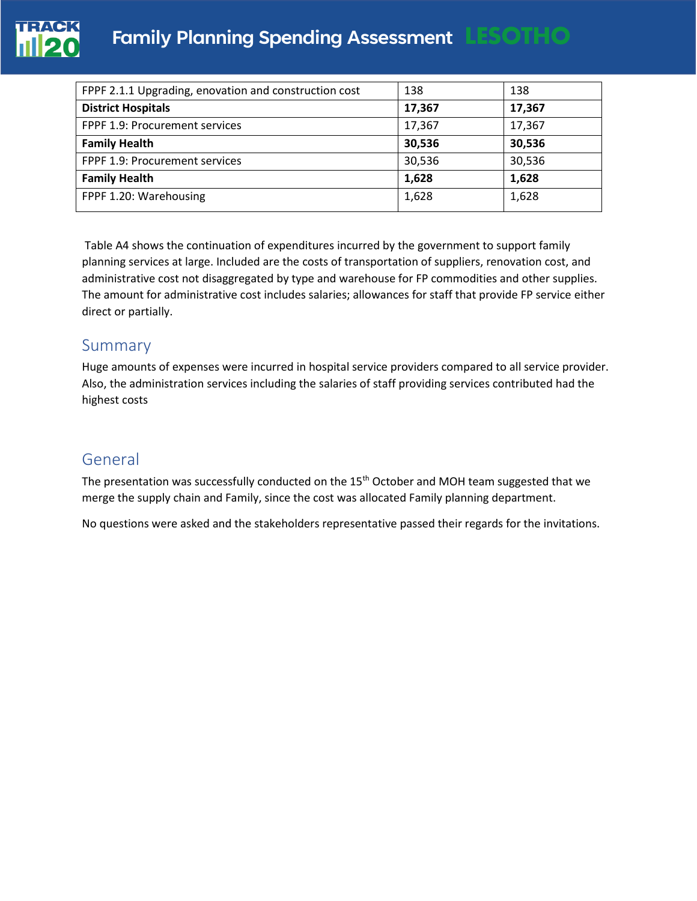| | | |
|---|---|---|
| FPPF 2.1.1 Upgrading, enovation and construction cost | 138 | 138 |
| **District Hospitals** | **17,367** | **17,367** |
| FPPF 1.9: Procurement services | 17,367 | 17,367 |
| **Family Health** | **30,536** | **30,536** |
| FPPF 1.9: Procurement services | 30,536 | 30,536 |
| **Family Health** | **1,628** | **1,628** |
| FPPF 1.20: Warehousing | 1,628 | 1,628 |

Table A4 shows the continuation of expenditures incurred by the government to support family planning services at large. Included are the costs of transportation of suppliers, renovation cost, and administrative cost not disaggregated by type and warehouse for FP commodities and other supplies. The amount for administrative cost includes salaries; allowances for staff that provide FP service either direct or partially.

## Summary

Huge amounts of expenses were incurred in hospital service providers compared to all service provider. Also, the administration services including the salaries of staff providing services contributed had the highest costs

## General

The presentation was successfully conducted on the 15th October and MOH team suggested that we merge the supply chain and Family, since the cost was allocated Family planning department.

No questions were asked and the stakeholders representative passed their regards for the invitations.